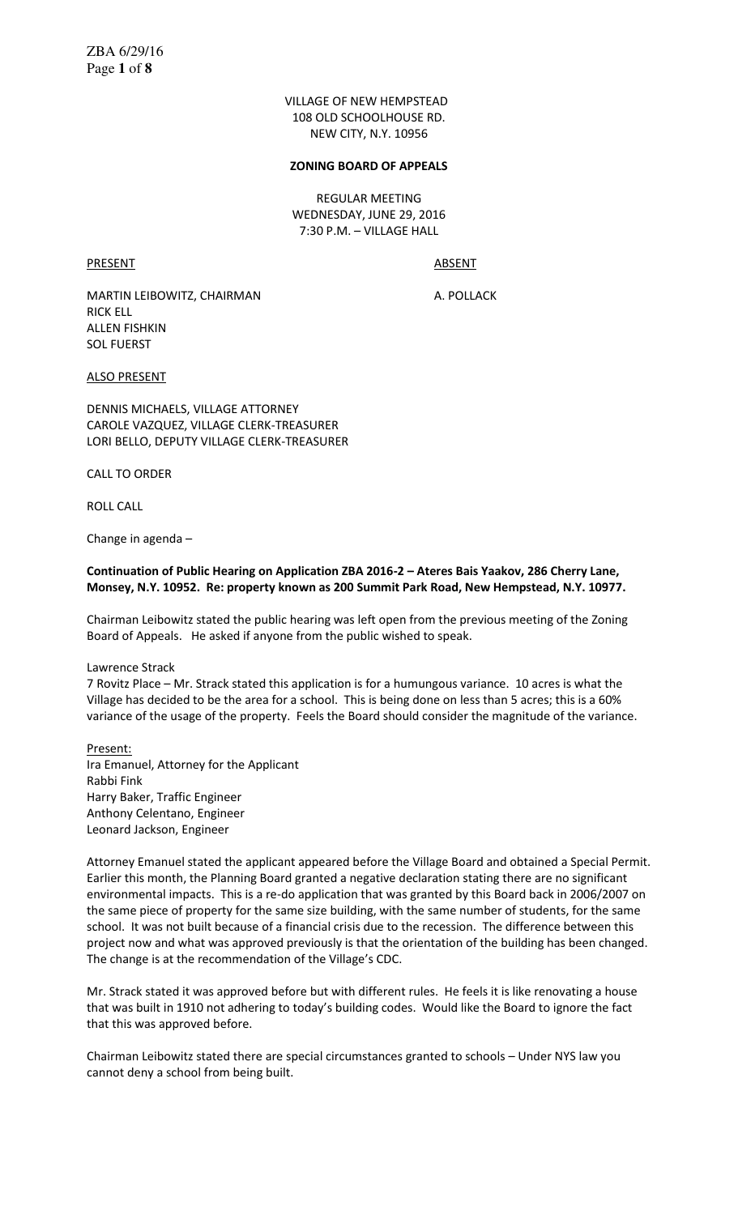VILLAGE OF NEW HEMPSTEAD
108 OLD SCHOOLHOUSE RD.
NEW CITY, N.Y. 10956

**ZONING BOARD OF APPEALS**

REGULAR MEETING
WEDNESDAY, JUNE 29, 2016
7:30 P.M. – VILLAGE HALL

| PRESENT | ABSENT |
|---|---|
| MARTIN LEIBOWITZ, CHAIRMAN | A. POLLACK |
| RICK ELL | |
| ALLEN FISHKIN | |
| SOL FUERST | |

ALSO PRESENT

DENNIS MICHAELS, VILLAGE ATTORNEY
CAROLE VAZQUEZ, VILLAGE CLERK-TREASURER
LORI BELLO, DEPUTY VILLAGE CLERK-TREASURER

CALL TO ORDER

ROLL CALL

Change in agenda –

**Continuation of Public Hearing on Application ZBA 2016-2 – Ateres Bais Yaakov, 286 Cherry Lane, Monsey, N.Y. 10952. Re: property known as 200 Summit Park Road, New Hempstead, N.Y. 10977.**

Chairman Leibowitz stated the public hearing was left open from the previous meeting of the Zoning Board of Appeals. He asked if anyone from the public wished to speak.

Lawrence Strack
7 Rovitz Place – Mr. Strack stated this application is for a humungous variance. 10 acres is what the Village has decided to be the area for a school. This is being done on less than 5 acres; this is a 60% variance of the usage of the property. Feels the Board should consider the magnitude of the variance.

Present:
Ira Emanuel, Attorney for the Applicant
Rabbi Fink
Harry Baker, Traffic Engineer
Anthony Celentano, Engineer
Leonard Jackson, Engineer

Attorney Emanuel stated the applicant appeared before the Village Board and obtained a Special Permit. Earlier this month, the Planning Board granted a negative declaration stating there are no significant environmental impacts. This is a re-do application that was granted by this Board back in 2006/2007 on the same piece of property for the same size building, with the same number of students, for the same school. It was not built because of a financial crisis due to the recession. The difference between this project now and what was approved previously is that the orientation of the building has been changed. The change is at the recommendation of the Village's CDC.

Mr. Strack stated it was approved before but with different rules. He feels it is like renovating a house that was built in 1910 not adhering to today's building codes. Would like the Board to ignore the fact that this was approved before.

Chairman Leibowitz stated there are special circumstances granted to schools – Under NYS law you cannot deny a school from being built.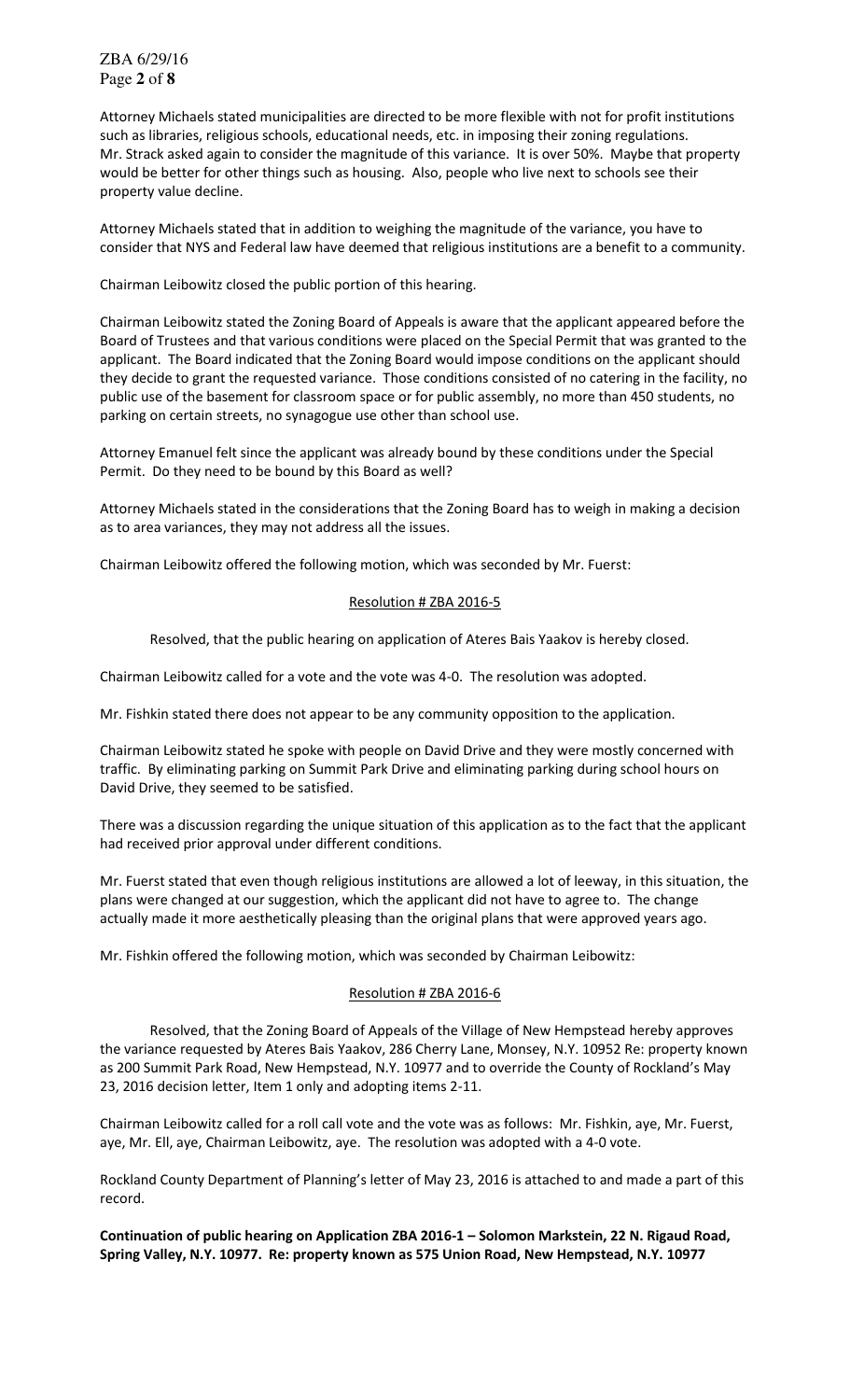Attorney Michaels stated municipalities are directed to be more flexible with not for profit institutions such as libraries, religious schools, educational needs, etc. in imposing their zoning regulations. Mr. Strack asked again to consider the magnitude of this variance. It is over 50%. Maybe that property would be better for other things such as housing. Also, people who live next to schools see their property value decline.

Attorney Michaels stated that in addition to weighing the magnitude of the variance, you have to consider that NYS and Federal law have deemed that religious institutions are a benefit to a community.

Chairman Leibowitz closed the public portion of this hearing.

Chairman Leibowitz stated the Zoning Board of Appeals is aware that the applicant appeared before the Board of Trustees and that various conditions were placed on the Special Permit that was granted to the applicant. The Board indicated that the Zoning Board would impose conditions on the applicant should they decide to grant the requested variance. Those conditions consisted of no catering in the facility, no public use of the basement for classroom space or for public assembly, no more than 450 students, no parking on certain streets, no synagogue use other than school use.

Attorney Emanuel felt since the applicant was already bound by these conditions under the Special Permit. Do they need to be bound by this Board as well?

Attorney Michaels stated in the considerations that the Zoning Board has to weigh in making a decision as to area variances, they may not address all the issues.

Chairman Leibowitz offered the following motion, which was seconded by Mr. Fuerst:

Resolution # ZBA 2016-5

Resolved, that the public hearing on application of Ateres Bais Yaakov is hereby closed.

Chairman Leibowitz called for a vote and the vote was 4-0. The resolution was adopted.

Mr. Fishkin stated there does not appear to be any community opposition to the application.

Chairman Leibowitz stated he spoke with people on David Drive and they were mostly concerned with traffic. By eliminating parking on Summit Park Drive and eliminating parking during school hours on David Drive, they seemed to be satisfied.

There was a discussion regarding the unique situation of this application as to the fact that the applicant had received prior approval under different conditions.

Mr. Fuerst stated that even though religious institutions are allowed a lot of leeway, in this situation, the plans were changed at our suggestion, which the applicant did not have to agree to. The change actually made it more aesthetically pleasing than the original plans that were approved years ago.

Mr. Fishkin offered the following motion, which was seconded by Chairman Leibowitz:

Resolution # ZBA 2016-6

Resolved, that the Zoning Board of Appeals of the Village of New Hempstead hereby approves the variance requested by Ateres Bais Yaakov, 286 Cherry Lane, Monsey, N.Y. 10952 Re: property known as 200 Summit Park Road, New Hempstead, N.Y. 10977 and to override the County of Rockland's May 23, 2016 decision letter, Item 1 only and adopting items 2-11.

Chairman Leibowitz called for a roll call vote and the vote was as follows: Mr. Fishkin, aye, Mr. Fuerst, aye, Mr. Ell, aye, Chairman Leibowitz, aye. The resolution was adopted with a 4-0 vote.

Rockland County Department of Planning's letter of May 23, 2016 is attached to and made a part of this record.

**Continuation of public hearing on Application ZBA 2016-1 – Solomon Markstein, 22 N. Rigaud Road, Spring Valley, N.Y. 10977. Re: property known as 575 Union Road, New Hempstead, N.Y. 10977**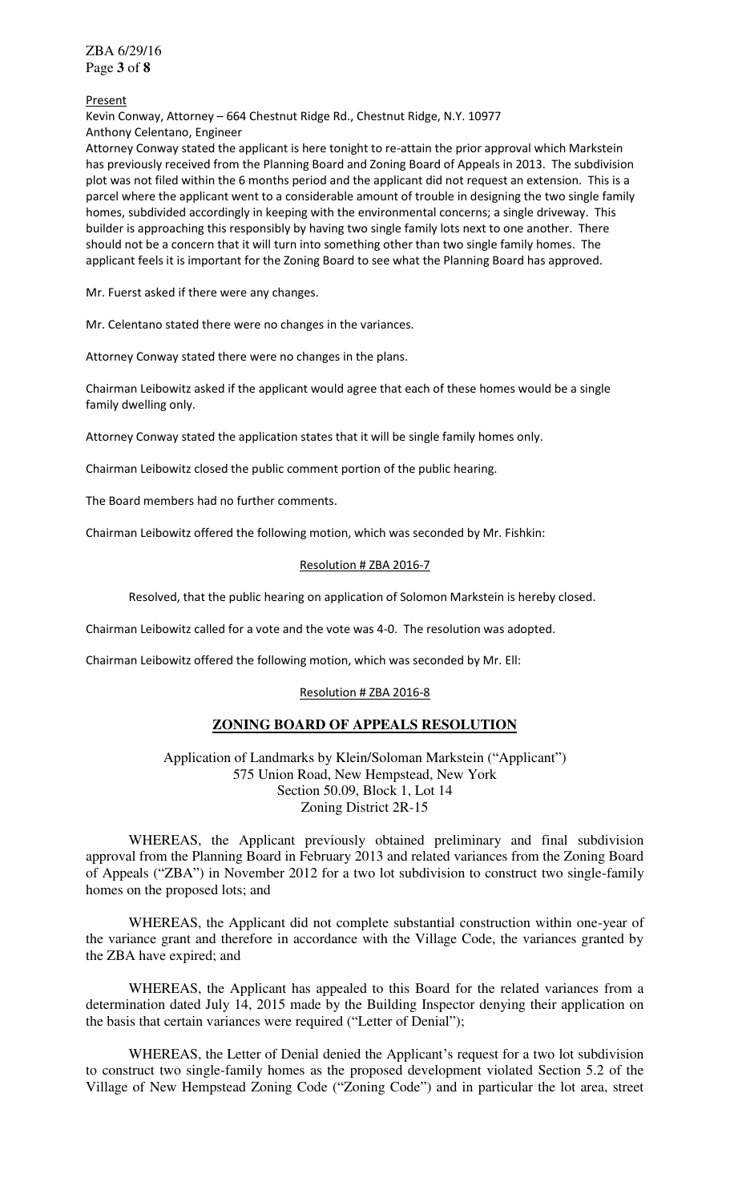Present

Kevin Conway, Attorney – 664 Chestnut Ridge Rd., Chestnut Ridge, N.Y. 10977
Anthony Celentano, Engineer

Attorney Conway stated the applicant is here tonight to re-attain the prior approval which Markstein has previously received from the Planning Board and Zoning Board of Appeals in 2013. The subdivision plot was not filed within the 6 months period and the applicant did not request an extension. This is a parcel where the applicant went to a considerable amount of trouble in designing the two single family homes, subdivided accordingly in keeping with the environmental concerns; a single driveway. This builder is approaching this responsibly by having two single family lots next to one another. There should not be a concern that it will turn into something other than two single family homes. The applicant feels it is important for the Zoning Board to see what the Planning Board has approved.

Mr. Fuerst asked if there were any changes.

Mr. Celentano stated there were no changes in the variances.

Attorney Conway stated there were no changes in the plans.

Chairman Leibowitz asked if the applicant would agree that each of these homes would be a single family dwelling only.

Attorney Conway stated the application states that it will be single family homes only.

Chairman Leibowitz closed the public comment portion of the public hearing.

The Board members had no further comments.

Chairman Leibowitz offered the following motion, which was seconded by Mr. Fishkin:

Resolution # ZBA 2016-7

Resolved, that the public hearing on application of Solomon Markstein is hereby closed.

Chairman Leibowitz called for a vote and the vote was 4-0. The resolution was adopted.

Chairman Leibowitz offered the following motion, which was seconded by Mr. Ell:

Resolution # ZBA 2016-8

## ZONING BOARD OF APPEALS RESOLUTION

Application of Landmarks by Klein/Soloman Markstein ("Applicant")
575 Union Road, New Hempstead, New York
Section 50.09, Block 1, Lot 14
Zoning District 2R-15

WHEREAS, the Applicant previously obtained preliminary and final subdivision approval from the Planning Board in February 2013 and related variances from the Zoning Board of Appeals ("ZBA") in November 2012 for a two lot subdivision to construct two single-family homes on the proposed lots; and

WHEREAS, the Applicant did not complete substantial construction within one-year of the variance grant and therefore in accordance with the Village Code, the variances granted by the ZBA have expired; and

WHEREAS, the Applicant has appealed to this Board for the related variances from a determination dated July 14, 2015 made by the Building Inspector denying their application on the basis that certain variances were required ("Letter of Denial");

WHEREAS, the Letter of Denial denied the Applicant's request for a two lot subdivision to construct two single-family homes as the proposed development violated Section 5.2 of the Village of New Hempstead Zoning Code ("Zoning Code") and in particular the lot area, street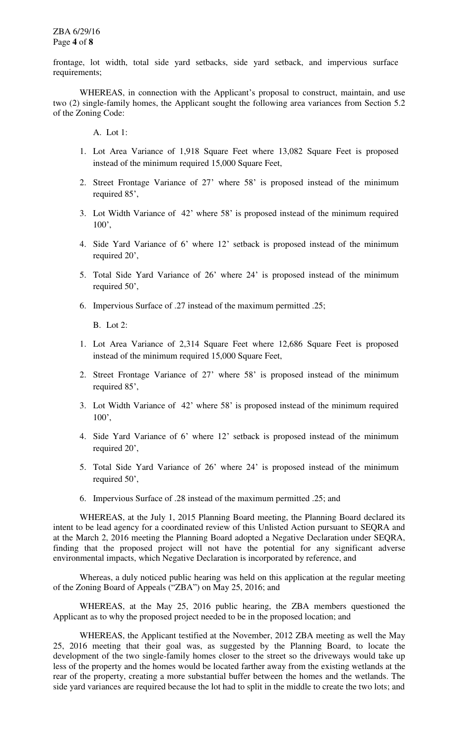frontage, lot width, total side yard setbacks, side yard setback, and impervious surface requirements;

WHEREAS, in connection with the Applicant's proposal to construct, maintain, and use two (2) single-family homes, the Applicant sought the following area variances from Section 5.2 of the Zoning Code:

A. Lot 1:

1. Lot Area Variance of 1,918 Square Feet where 13,082 Square Feet is proposed instead of the minimum required 15,000 Square Feet,
2. Street Frontage Variance of 27' where 58' is proposed instead of the minimum required 85',
3. Lot Width Variance of 42' where 58' is proposed instead of the minimum required 100',
4. Side Yard Variance of 6' where 12' setback is proposed instead of the minimum required 20',
5. Total Side Yard Variance of 26' where 24' is proposed instead of the minimum required 50',
6. Impervious Surface of .27 instead of the maximum permitted .25;

B. Lot 2:

1. Lot Area Variance of 2,314 Square Feet where 12,686 Square Feet is proposed instead of the minimum required 15,000 Square Feet,
2. Street Frontage Variance of 27' where 58' is proposed instead of the minimum required 85',
3. Lot Width Variance of 42' where 58' is proposed instead of the minimum required 100',
4. Side Yard Variance of 6' where 12' setback is proposed instead of the minimum required 20',
5. Total Side Yard Variance of 26' where 24' is proposed instead of the minimum required 50',
6. Impervious Surface of .28 instead of the maximum permitted .25; and

WHEREAS, at the July 1, 2015 Planning Board meeting, the Planning Board declared its intent to be lead agency for a coordinated review of this Unlisted Action pursuant to SEQRA and at the March 2, 2016 meeting the Planning Board adopted a Negative Declaration under SEQRA, finding that the proposed project will not have the potential for any significant adverse environmental impacts, which Negative Declaration is incorporated by reference, and

Whereas, a duly noticed public hearing was held on this application at the regular meeting of the Zoning Board of Appeals ("ZBA") on May 25, 2016; and

WHEREAS, at the May 25, 2016 public hearing, the ZBA members questioned the Applicant as to why the proposed project needed to be in the proposed location; and

WHEREAS, the Applicant testified at the November, 2012 ZBA meeting as well the May 25, 2016 meeting that their goal was, as suggested by the Planning Board, to locate the development of the two single-family homes closer to the street so the driveways would take up less of the property and the homes would be located farther away from the existing wetlands at the rear of the property, creating a more substantial buffer between the homes and the wetlands. The side yard variances are required because the lot had to split in the middle to create the two lots; and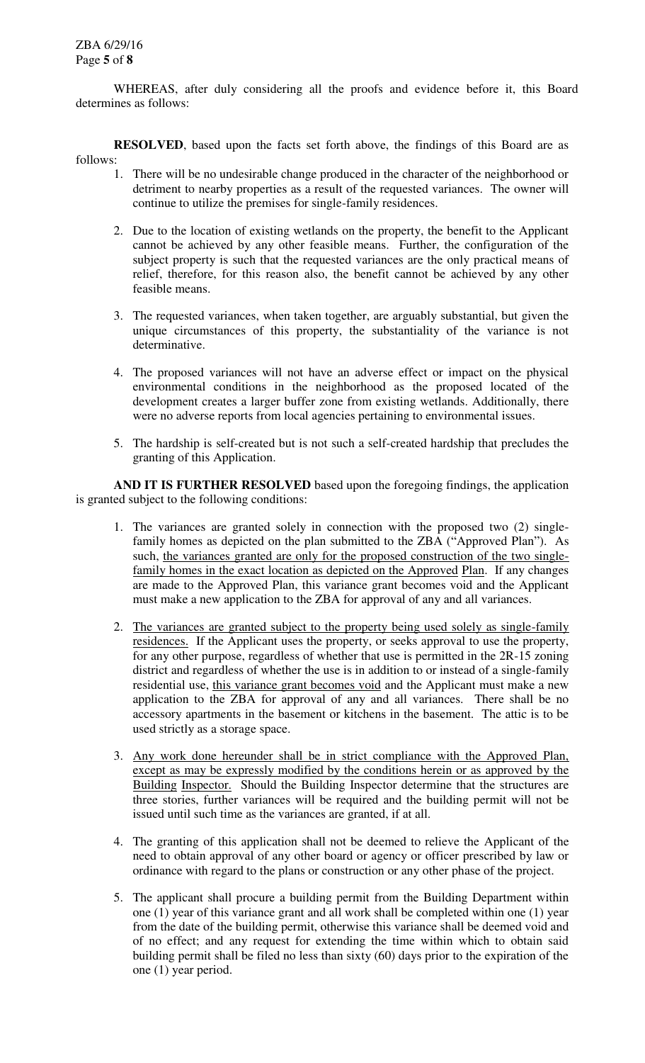WHEREAS, after duly considering all the proofs and evidence before it, this Board determines as follows:

**RESOLVED**, based upon the facts set forth above, the findings of this Board are as follows:

1. There will be no undesirable change produced in the character of the neighborhood or detriment to nearby properties as a result of the requested variances. The owner will continue to utilize the premises for single-family residences.

2. Due to the location of existing wetlands on the property, the benefit to the Applicant cannot be achieved by any other feasible means. Further, the configuration of the subject property is such that the requested variances are the only practical means of relief, therefore, for this reason also, the benefit cannot be achieved by any other feasible means.

3. The requested variances, when taken together, are arguably substantial, but given the unique circumstances of this property, the substantiality of the variance is not determinative.

4. The proposed variances will not have an adverse effect or impact on the physical environmental conditions in the neighborhood as the proposed located of the development creates a larger buffer zone from existing wetlands. Additionally, there were no adverse reports from local agencies pertaining to environmental issues.

5. The hardship is self-created but is not such a self-created hardship that precludes the granting of this Application.

**AND IT IS FURTHER RESOLVED** based upon the foregoing findings, the application is granted subject to the following conditions:

1. The variances are granted solely in connection with the proposed two (2) single-family homes as depicted on the plan submitted to the ZBA ("Approved Plan"). As such, <u>the variances granted are only for the proposed construction of the two single-family homes in the exact location as depicted on the Approved Plan</u>. If any changes are made to the Approved Plan, this variance grant becomes void and the Applicant must make a new application to the ZBA for approval of any and all variances.

2. <u>The variances are granted subject to the property being used solely as single-family residences.</u> If the Applicant uses the property, or seeks approval to use the property, for any other purpose, regardless of whether that use is permitted in the 2R-15 zoning district and regardless of whether the use is in addition to or instead of a single-family residential use, <u>this variance grant becomes void</u> and the Applicant must make a new application to the ZBA for approval of any and all variances. There shall be no accessory apartments in the basement or kitchens in the basement. The attic is to be used strictly as a storage space.

3. <u>Any work done hereunder shall be in strict compliance with the Approved Plan, except as may be expressly modified by the conditions herein or as approved by the Building Inspector.</u> Should the Building Inspector determine that the structures are three stories, further variances will be required and the building permit will not be issued until such time as the variances are granted, if at all.

4. The granting of this application shall not be deemed to relieve the Applicant of the need to obtain approval of any other board or agency or officer prescribed by law or ordinance with regard to the plans or construction or any other phase of the project.

5. The applicant shall procure a building permit from the Building Department within one (1) year of this variance grant and all work shall be completed within one (1) year from the date of the building permit, otherwise this variance shall be deemed void and of no effect; and any request for extending the time within which to obtain said building permit shall be filed no less than sixty (60) days prior to the expiration of the one (1) year period.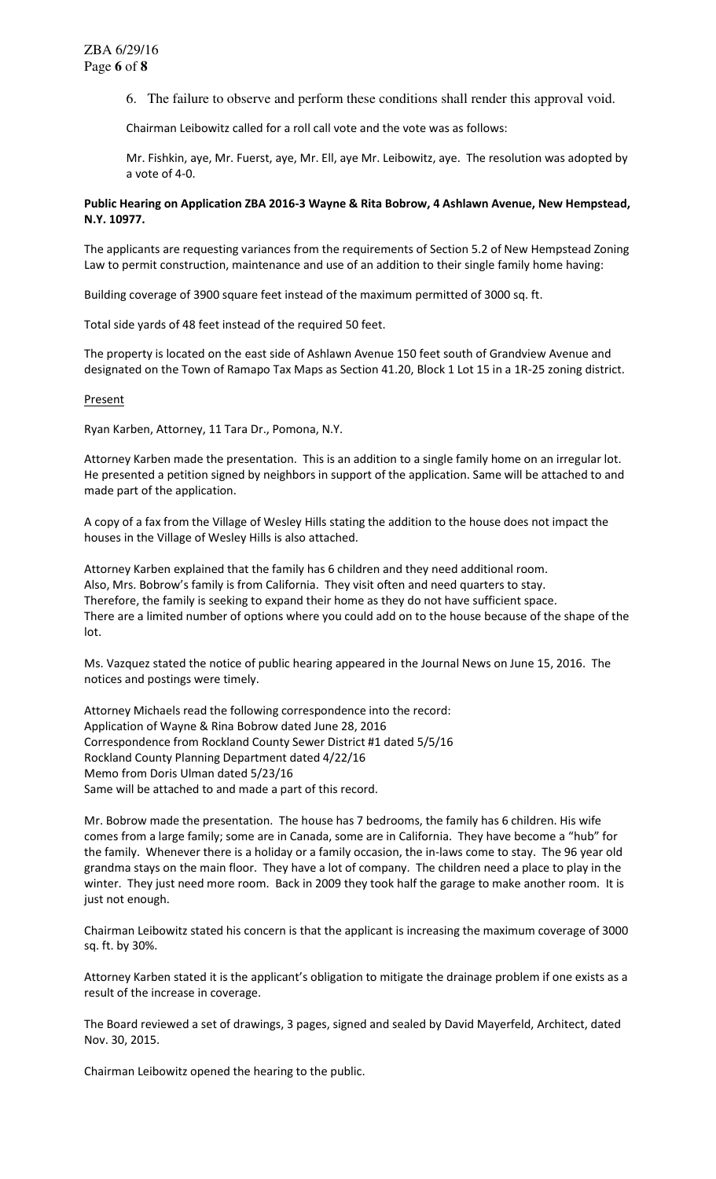6. The failure to observe and perform these conditions shall render this approval void.

Chairman Leibowitz called for a roll call vote and the vote was as follows:

Mr. Fishkin, aye, Mr. Fuerst, aye, Mr. Ell, aye Mr. Leibowitz, aye. The resolution was adopted by a vote of 4-0.

**Public Hearing on Application ZBA 2016-3 Wayne & Rita Bobrow, 4 Ashlawn Avenue, New Hempstead, N.Y. 10977.**

The applicants are requesting variances from the requirements of Section 5.2 of New Hempstead Zoning Law to permit construction, maintenance and use of an addition to their single family home having:

Building coverage of 3900 square feet instead of the maximum permitted of 3000 sq. ft.

Total side yards of 48 feet instead of the required 50 feet.

The property is located on the east side of Ashlawn Avenue 150 feet south of Grandview Avenue and designated on the Town of Ramapo Tax Maps as Section 41.20, Block 1 Lot 15 in a 1R-25 zoning district.

Present

Ryan Karben, Attorney, 11 Tara Dr., Pomona, N.Y.

Attorney Karben made the presentation. This is an addition to a single family home on an irregular lot. He presented a petition signed by neighbors in support of the application. Same will be attached to and made part of the application.

A copy of a fax from the Village of Wesley Hills stating the addition to the house does not impact the houses in the Village of Wesley Hills is also attached.

Attorney Karben explained that the family has 6 children and they need additional room. Also, Mrs. Bobrow's family is from California. They visit often and need quarters to stay. Therefore, the family is seeking to expand their home as they do not have sufficient space. There are a limited number of options where you could add on to the house because of the shape of the lot.

Ms. Vazquez stated the notice of public hearing appeared in the Journal News on June 15, 2016. The notices and postings were timely.

Attorney Michaels read the following correspondence into the record:
Application of Wayne & Rina Bobrow dated June 28, 2016
Correspondence from Rockland County Sewer District #1 dated 5/5/16
Rockland County Planning Department dated 4/22/16
Memo from Doris Ulman dated 5/23/16
Same will be attached to and made a part of this record.

Mr. Bobrow made the presentation. The house has 7 bedrooms, the family has 6 children. His wife comes from a large family; some are in Canada, some are in California. They have become a "hub" for the family. Whenever there is a holiday or a family occasion, the in-laws come to stay. The 96 year old grandma stays on the main floor. They have a lot of company. The children need a place to play in the winter. They just need more room. Back in 2009 they took half the garage to make another room. It is just not enough.

Chairman Leibowitz stated his concern is that the applicant is increasing the maximum coverage of 3000 sq. ft. by 30%.

Attorney Karben stated it is the applicant's obligation to mitigate the drainage problem if one exists as a result of the increase in coverage.

The Board reviewed a set of drawings, 3 pages, signed and sealed by David Mayerfeld, Architect, dated Nov. 30, 2015.

Chairman Leibowitz opened the hearing to the public.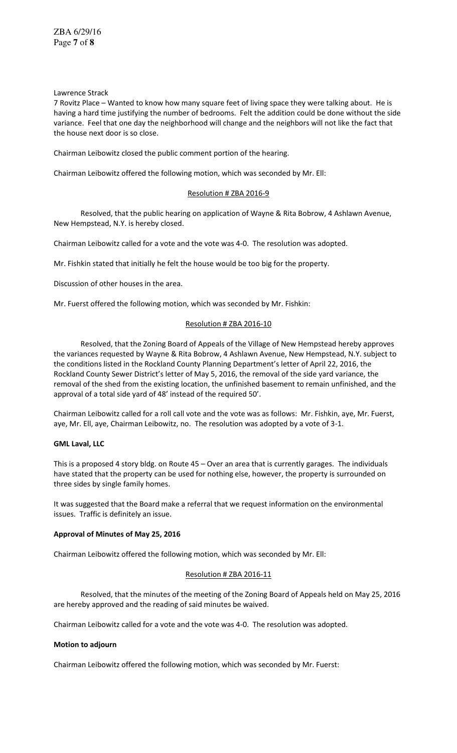Lawrence Strack

7 Rovitz Place – Wanted to know how many square feet of living space they were talking about. He is having a hard time justifying the number of bedrooms. Felt the addition could be done without the side variance. Feel that one day the neighborhood will change and the neighbors will not like the fact that the house next door is so close.

Chairman Leibowitz closed the public comment portion of the hearing.

Chairman Leibowitz offered the following motion, which was seconded by Mr. Ell:

Resolution # ZBA 2016-9

Resolved, that the public hearing on application of Wayne & Rita Bobrow, 4 Ashlawn Avenue, New Hempstead, N.Y. is hereby closed.

Chairman Leibowitz called for a vote and the vote was 4-0. The resolution was adopted.

Mr. Fishkin stated that initially he felt the house would be too big for the property.

Discussion of other houses in the area.

Mr. Fuerst offered the following motion, which was seconded by Mr. Fishkin:

Resolution # ZBA 2016-10

Resolved, that the Zoning Board of Appeals of the Village of New Hempstead hereby approves the variances requested by Wayne & Rita Bobrow, 4 Ashlawn Avenue, New Hempstead, N.Y. subject to the conditions listed in the Rockland County Planning Department's letter of April 22, 2016, the Rockland County Sewer District's letter of May 5, 2016, the removal of the side yard variance, the removal of the shed from the existing location, the unfinished basement to remain unfinished, and the approval of a total side yard of 48' instead of the required 50'.

Chairman Leibowitz called for a roll call vote and the vote was as follows: Mr. Fishkin, aye, Mr. Fuerst, aye, Mr. Ell, aye, Chairman Leibowitz, no. The resolution was adopted by a vote of 3-1.

**GML Laval, LLC**

This is a proposed 4 story bldg. on Route 45 – Over an area that is currently garages. The individuals have stated that the property can be used for nothing else, however, the property is surrounded on three sides by single family homes.

It was suggested that the Board make a referral that we request information on the environmental issues. Traffic is definitely an issue.

**Approval of Minutes of May 25, 2016**

Chairman Leibowitz offered the following motion, which was seconded by Mr. Ell:

Resolution # ZBA 2016-11

Resolved, that the minutes of the meeting of the Zoning Board of Appeals held on May 25, 2016 are hereby approved and the reading of said minutes be waived.

Chairman Leibowitz called for a vote and the vote was 4-0. The resolution was adopted.

**Motion to adjourn**

Chairman Leibowitz offered the following motion, which was seconded by Mr. Fuerst: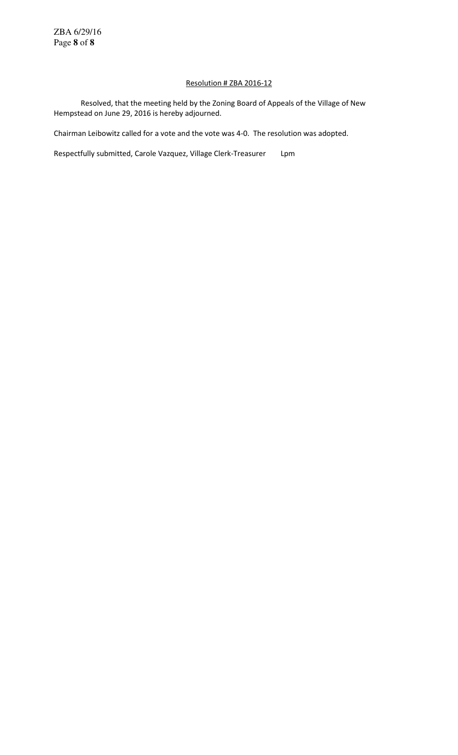<u>Resolution # ZBA 2016-12</u>

Resolved, that the meeting held by the Zoning Board of Appeals of the Village of New Hempstead on June 29, 2016 is hereby adjourned.

Chairman Leibowitz called for a vote and the vote was 4-0. The resolution was adopted.

Respectfully submitted, Carole Vazquez, Village Clerk-Treasurer Lpm